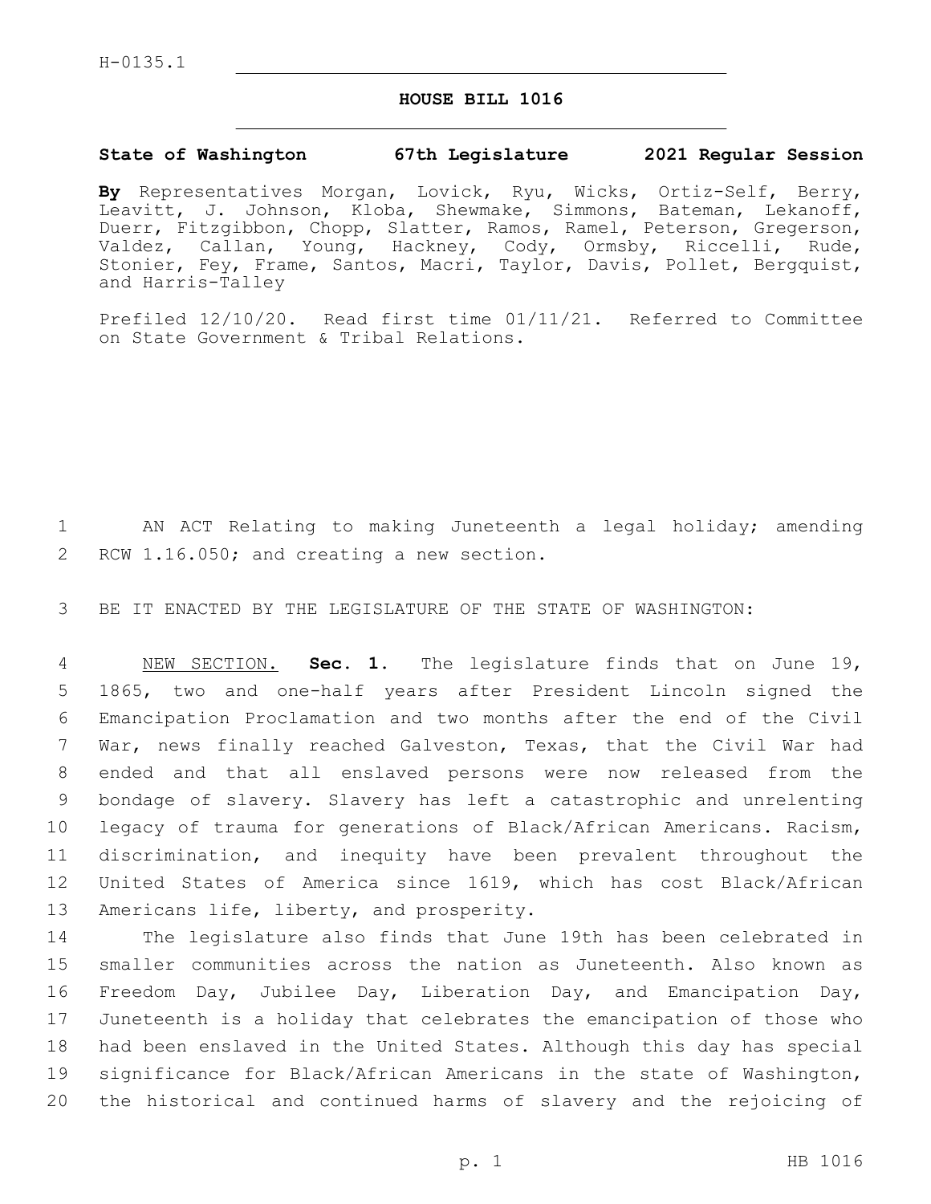H-0135.1

# HOUSE BILL 1016

## State of Washington 67th Legislature 2021 Regular Session

**By** Representatives Morgan, Lovick, Ryu, Wicks, Ortiz-Self, Berry, Leavitt, J. Johnson, Kloba, Shewmake, Simmons, Bateman, Lekanoff, Duerr, Fitzgibbon, Chopp, Slatter, Ramos, Ramel, Peterson, Gregerson, Valdez, Callan, Young, Hackney, Cody, Ormsby, Riccelli, Rude, Stonier, Fey, Frame, Santos, Macri, Taylor, Davis, Pollet, Bergquist, and Harris-Talley

Prefiled 12/10/20. Read first time 01/11/21. Referred to Committee on State Government & Tribal Relations.

1 AN ACT Relating to making Juneteenth a legal holiday; amending 2 RCW 1.16.050; and creating a new section.

3 BE IT ENACTED BY THE LEGISLATURE OF THE STATE OF WASHINGTON:

4 NEW SECTION. **Sec. 1.** The legislature finds that on June 19, 5 1865, two and one-half years after President Lincoln signed the 6 Emancipation Proclamation and two months after the end of the Civil 7 War, news finally reached Galveston, Texas, that the Civil War had 8 ended and that all enslaved persons were now released from the 9 bondage of slavery. Slavery has left a catastrophic and unrelenting 10 legacy of trauma for generations of Black/African Americans. Racism, 11 discrimination, and inequity have been prevalent throughout the 12 United States of America since 1619, which has cost Black/African 13 Americans life, liberty, and prosperity.

14 The legislature also finds that June 19th has been celebrated in 15 smaller communities across the nation as Juneteenth. Also known as 16 Freedom Day, Jubilee Day, Liberation Day, and Emancipation Day, 17 Juneteenth is a holiday that celebrates the emancipation of those who 18 had been enslaved in the United States. Although this day has special 19 significance for Black/African Americans in the state of Washington, 20 the historical and continued harms of slavery and the rejoicing of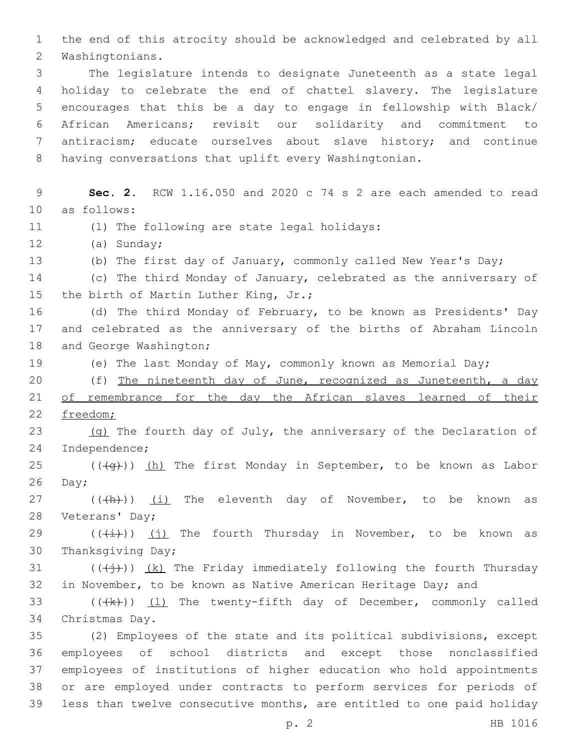the end of this atrocity should be acknowledged and celebrated by all Washingtonians.

The legislature intends to designate Juneteenth as a state legal holiday to celebrate the end of chattel slavery. The legislature encourages that this be a day to engage in fellowship with Black/African Americans; revisit our solidarity and commitment to antiracism; educate ourselves about slave history; and continue having conversations that uplift every Washingtonian.

**Sec. 2.** RCW 1.16.050 and 2020 c 74 s 2 are each amended to read as follows:

(1) The following are state legal holidays:

(a) Sunday;

(b) The first day of January, commonly called New Year's Day;

(c) The third Monday of January, celebrated as the anniversary of the birth of Martin Luther King, Jr.;

(d) The third Monday of February, to be known as Presidents' Day and celebrated as the anniversary of the births of Abraham Lincoln and George Washington;

(e) The last Monday of May, commonly known as Memorial Day;

(f) <u>The nineteenth day of June, recognized as Juneteenth, a day of remembrance for the day the African slaves learned of their freedom;</u>

<u>(g)</u> The fourth day of July, the anniversary of the Declaration of Independence;

((~~(g)~~)) <u>(h)</u> The first Monday in September, to be known as Labor Day;

((~~(h)~~)) <u>(i)</u> The eleventh day of November, to be known as Veterans' Day;

((~~(i)~~)) <u>(j)</u> The fourth Thursday in November, to be known as Thanksgiving Day;

((~~(j)~~)) <u>(k)</u> The Friday immediately following the fourth Thursday in November, to be known as Native American Heritage Day; and

((~~(k)~~)) <u>(l)</u> The twenty-fifth day of December, commonly called Christmas Day.

(2) Employees of the state and its political subdivisions, except employees of school districts and except those nonclassified employees of institutions of higher education who hold appointments or are employed under contracts to perform services for periods of less than twelve consecutive months, are entitled to one paid holiday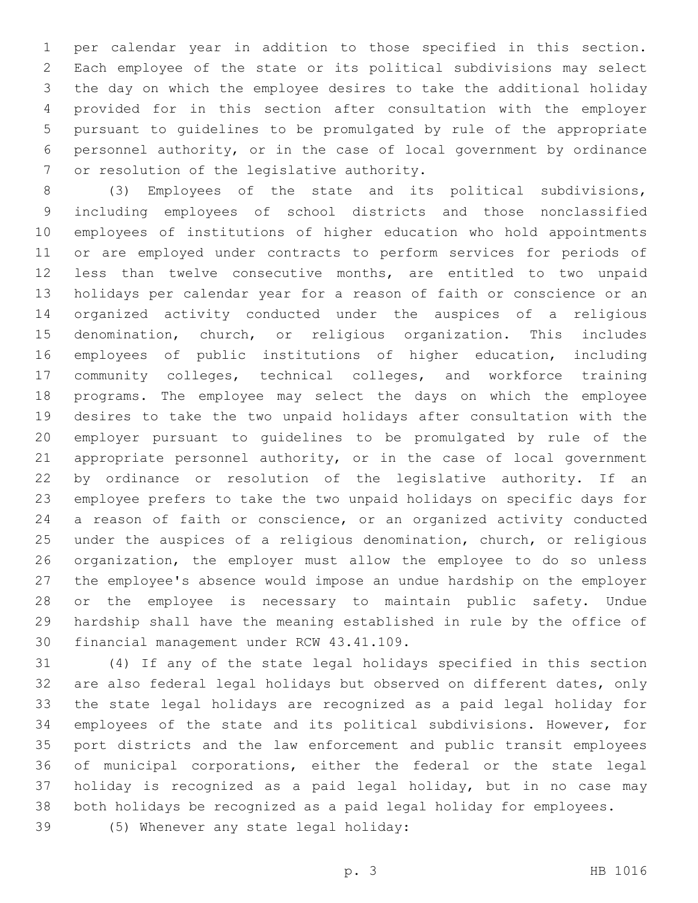per calendar year in addition to those specified in this section. Each employee of the state or its political subdivisions may select the day on which the employee desires to take the additional holiday provided for in this section after consultation with the employer pursuant to guidelines to be promulgated by rule of the appropriate personnel authority, or in the case of local government by ordinance or resolution of the legislative authority.

(3) Employees of the state and its political subdivisions, including employees of school districts and those nonclassified employees of institutions of higher education who hold appointments or are employed under contracts to perform services for periods of less than twelve consecutive months, are entitled to two unpaid holidays per calendar year for a reason of faith or conscience or an organized activity conducted under the auspices of a religious denomination, church, or religious organization. This includes employees of public institutions of higher education, including community colleges, technical colleges, and workforce training programs. The employee may select the days on which the employee desires to take the two unpaid holidays after consultation with the employer pursuant to guidelines to be promulgated by rule of the appropriate personnel authority, or in the case of local government by ordinance or resolution of the legislative authority. If an employee prefers to take the two unpaid holidays on specific days for a reason of faith or conscience, or an organized activity conducted under the auspices of a religious denomination, church, or religious organization, the employer must allow the employee to do so unless the employee's absence would impose an undue hardship on the employer or the employee is necessary to maintain public safety. Undue hardship shall have the meaning established in rule by the office of financial management under RCW 43.41.109.

(4) If any of the state legal holidays specified in this section are also federal legal holidays but observed on different dates, only the state legal holidays are recognized as a paid legal holiday for employees of the state and its political subdivisions. However, for port districts and the law enforcement and public transit employees of municipal corporations, either the federal or the state legal holiday is recognized as a paid legal holiday, but in no case may both holidays be recognized as a paid legal holiday for employees.

(5) Whenever any state legal holiday: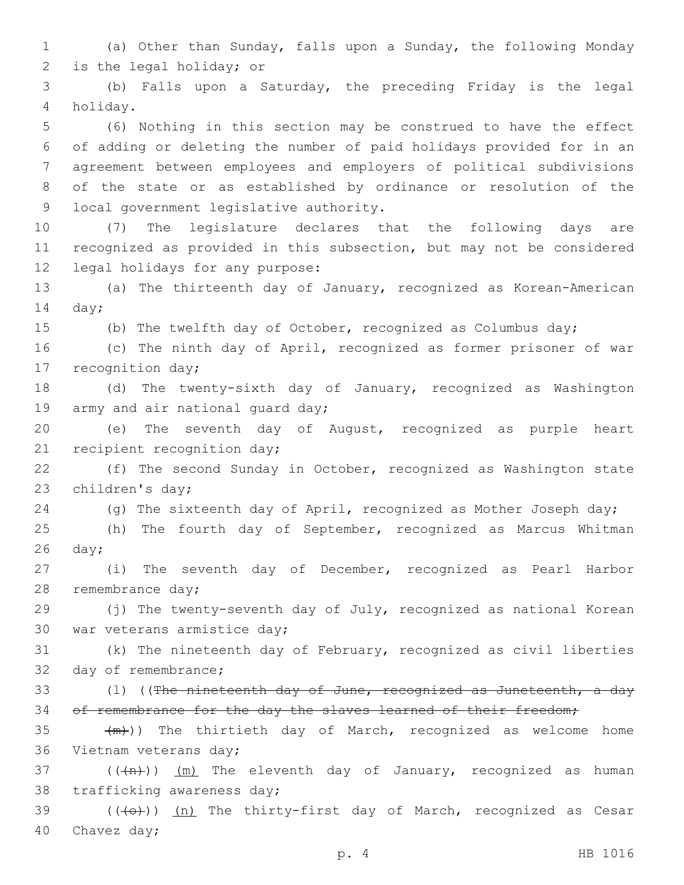(a) Other than Sunday, falls upon a Sunday, the following Monday is the legal holiday; or

(b) Falls upon a Saturday, the preceding Friday is the legal holiday.

(6) Nothing in this section may be construed to have the effect of adding or deleting the number of paid holidays provided for in an agreement between employees and employers of political subdivisions of the state or as established by ordinance or resolution of the local government legislative authority.

(7) The legislature declares that the following days are recognized as provided in this subsection, but may not be considered legal holidays for any purpose:

(a) The thirteenth day of January, recognized as Korean-American day;

(b) The twelfth day of October, recognized as Columbus day;

(c) The ninth day of April, recognized as former prisoner of war recognition day;

(d) The twenty-sixth day of January, recognized as Washington army and air national guard day;

(e) The seventh day of August, recognized as purple heart recipient recognition day;

(f) The second Sunday in October, recognized as Washington state children's day;

(g) The sixteenth day of April, recognized as Mother Joseph day;

(h) The fourth day of September, recognized as Marcus Whitman day;

(i) The seventh day of December, recognized as Pearl Harbor remembrance day;

(j) The twenty-seventh day of July, recognized as national Korean war veterans armistice day;

(k) The nineteenth day of February, recognized as civil liberties day of remembrance;

(l) ((~~The nineteenth day of June, recognized as Juneteenth, a day of remembrance for the day the slaves learned of their freedom;~~

~~(m)~~)) The thirtieth day of March, recognized as welcome home Vietnam veterans day;

((~~(n)~~)) (m) The eleventh day of January, recognized as human trafficking awareness day;

((~~(o)~~)) (n) The thirty-first day of March, recognized as Cesar Chavez day;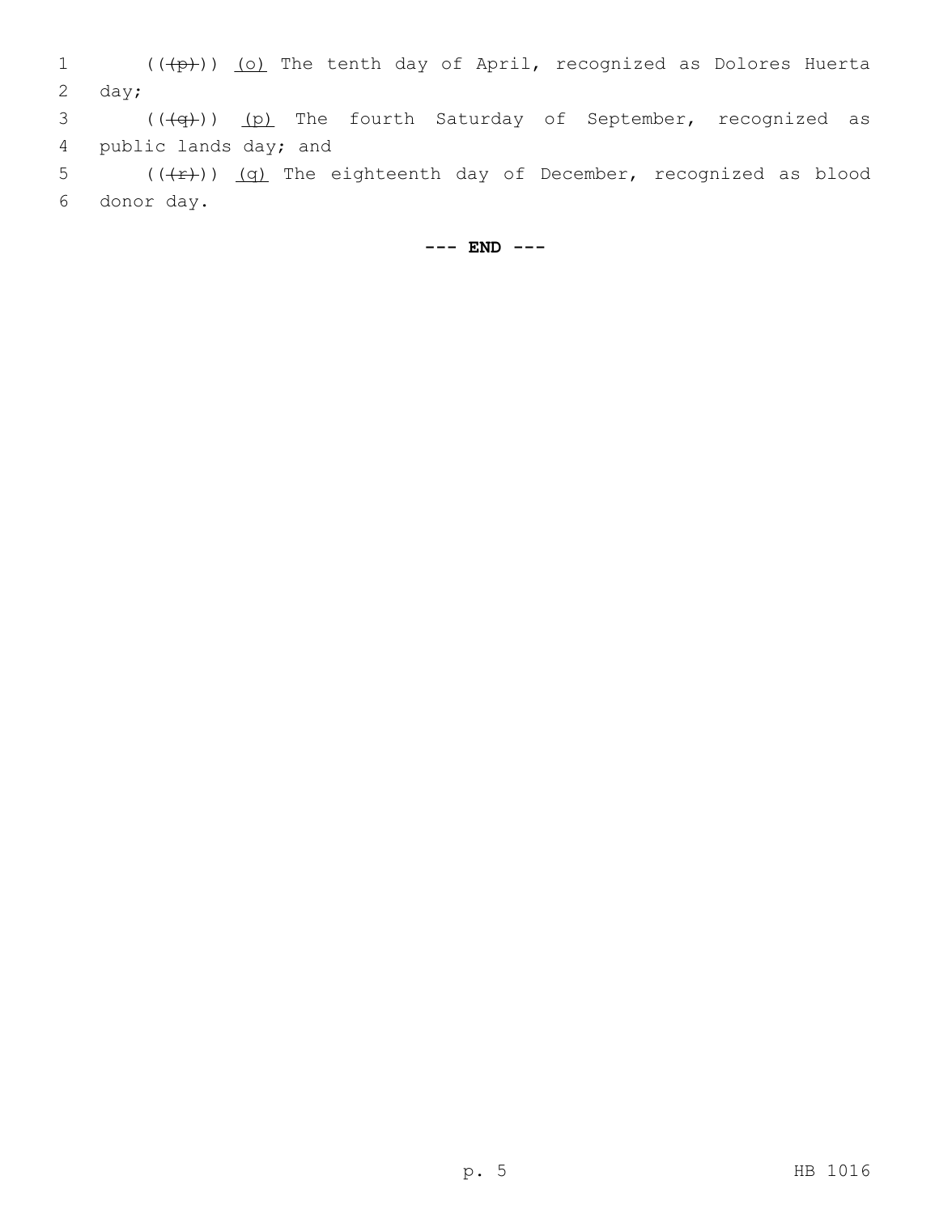(((p))) (o) The tenth day of April, recognized as Dolores Huerta day;

(((q))) (p) The fourth Saturday of September, recognized as public lands day; and

(((r))) (q) The eighteenth day of December, recognized as blood donor day.

**--- END ---**